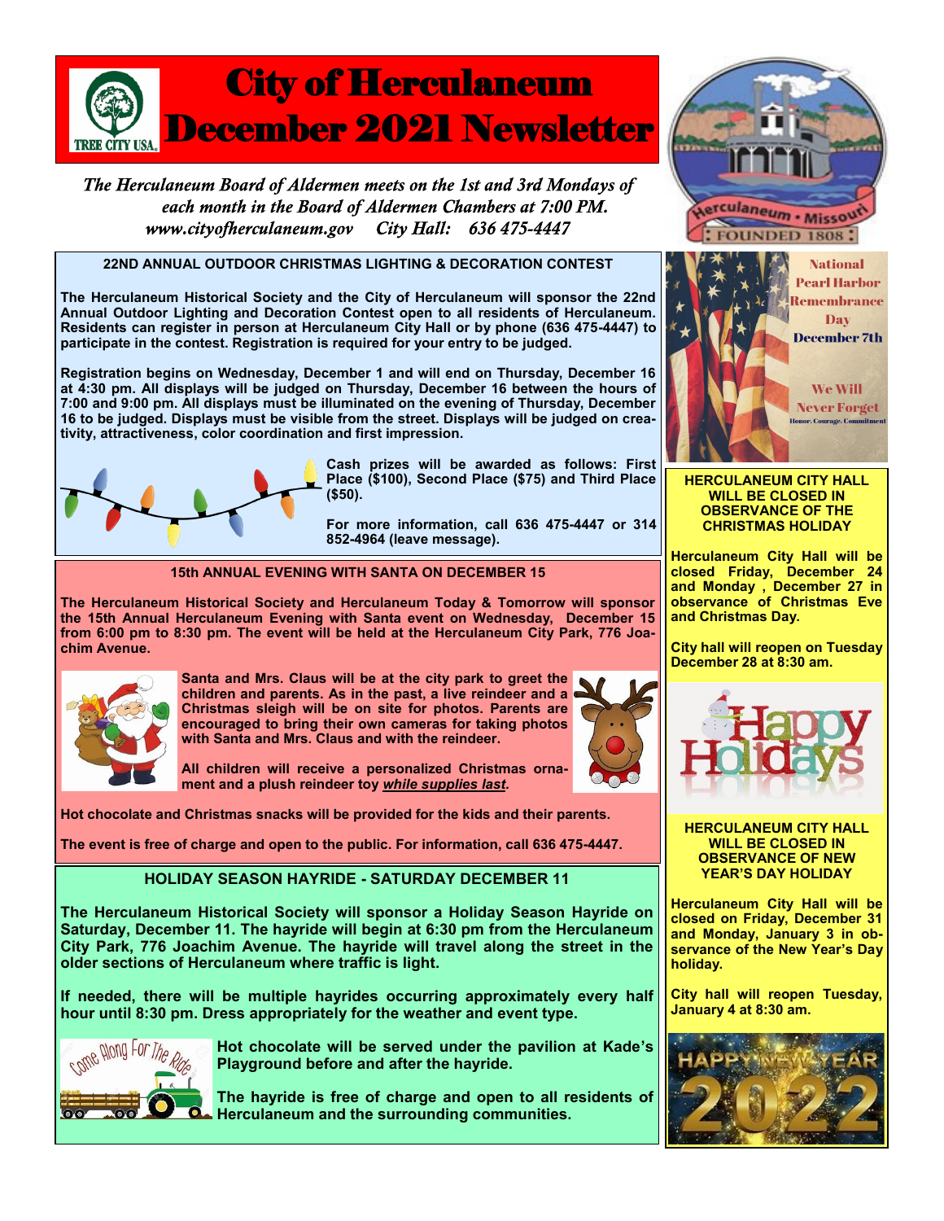# City of Herculaneum December 2021 Newsletter

*The Herculaneum Board of Aldermen meets on the 1st and 3rd Mondays of each month in the Board of Aldermen Chambers at 7:00 PM.*
*www.cityofherculaneum.gov City Hall: 636 475-4447*

## 22ND ANNUAL OUTDOOR CHRISTMAS LIGHTING & DECORATION CONTEST

**The Herculaneum Historical Society and the City of Herculaneum will sponsor the 22nd Annual Outdoor Lighting and Decoration Contest open to all residents of Herculaneum. Residents can register in person at Herculaneum City Hall or by phone (636 475-4447) to participate in the contest. Registration is required for your entry to be judged.**

**Registration begins on Wednesday, December 1 and will end on Thursday, December 16 at 4:30 pm. All displays will be judged on Thursday, December 16 between the hours of 7:00 and 9:00 pm. All displays must be illuminated on the evening of Thursday, December 16 to be judged. Displays must be visible from the street. Displays will be judged on creativity, attractiveness, color coordination and first impression.**

**Cash prizes will be awarded as follows: First Place ($100), Second Place ($75) and Third Place ($50).**

**For more information, call 636 475-4447 or 314 852-4964 (leave message).**

## 15th ANNUAL EVENING WITH SANTA ON DECEMBER 15

**The Herculaneum Historical Society and Herculaneum Today & Tomorrow will sponsor the 15th Annual Herculaneum Evening with Santa event on Wednesday, December 15 from 6:00 pm to 8:30 pm. The event will be held at the Herculaneum City Park, 776 Joachim Avenue.**

**Santa and Mrs. Claus will be at the city park to greet the children and parents. As in the past, a live reindeer and a Christmas sleigh will be on site for photos. Parents are encouraged to bring their own cameras for taking photos with Santa and Mrs. Claus and with the reindeer.**

**All children will receive a personalized Christmas ornament and a plush reindeer toy *while supplies last*.**

**Hot chocolate and Christmas snacks will be provided for the kids and their parents.**

**The event is free of charge and open to the public. For information, call 636 475-4447.**

## HOLIDAY SEASON HAYRIDE - SATURDAY DECEMBER 11

**The Herculaneum Historical Society will sponsor a Holiday Season Hayride on Saturday, December 11. The hayride will begin at 6:30 pm from the Herculaneum City Park, 776 Joachim Avenue. The hayride will travel along the street in the older sections of Herculaneum where traffic is light.**

**If needed, there will be multiple hayrides occurring approximately every half hour until 8:30 pm. Dress appropriately for the weather and event type.**

**Hot chocolate will be served under the pavilion at Kade's Playground before and after the hayride.**

**The hayride is free of charge and open to all residents of Herculaneum and the surrounding communities.**

National Pearl Harbor Remembrance Day
December 7th

We Will Never Forget
Honor. Courage. Commitment

## HERCULANEUM CITY HALL WILL BE CLOSED IN OBSERVANCE OF THE CHRISTMAS HOLIDAY

**Herculaneum City Hall will be closed Friday, December 24 and Monday, December 27 in observance of Christmas Eve and Christmas Day.**

**City hall will reopen on Tuesday December 28 at 8:30 am.**

## HERCULANEUM CITY HALL WILL BE CLOSED IN OBSERVANCE OF NEW YEAR'S DAY HOLIDAY

**Herculaneum City Hall will be closed on Friday, December 31 and Monday, January 3 in observance of the New Year's Day holiday.**

**City hall will reopen Tuesday, January 4 at 8:30 am.**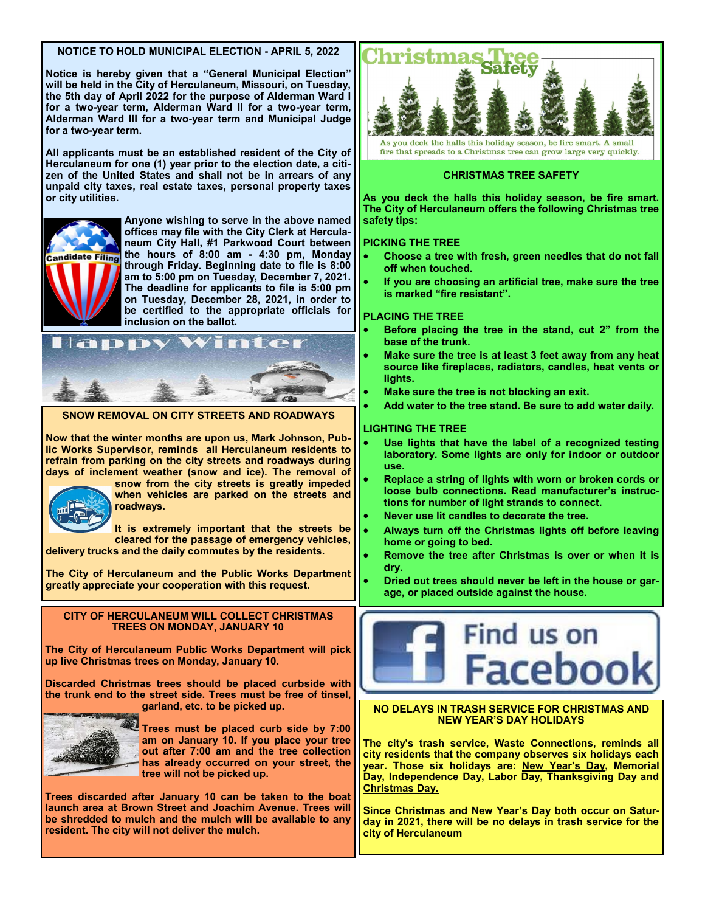## NOTICE TO HOLD MUNICIPAL ELECTION - APRIL 5, 2022

**Notice is hereby given that a "General Municipal Election" will be held in the City of Herculaneum, Missouri, on Tuesday, the 5th day of April 2022 for the purpose of Alderman Ward I for a two-year term, Alderman Ward II for a two-year term, Alderman Ward III for a two-year term and Municipal Judge for a two-year term.**

**All applicants must be an established resident of the City of Herculaneum for one (1) year prior to the election date, a citizen of the United States and shall not be in arrears of any unpaid city taxes, real estate taxes, personal property taxes or city utilities.**

**Anyone wishing to serve in the above named offices may file with the City Clerk at Herculaneum City Hall, #1 Parkwood Court between the hours of 8:00 am - 4:30 pm, Monday through Friday. Beginning date to file is 8:00 am to 5:00 pm on Tuesday, December 7, 2021. The deadline for applicants to file is 5:00 pm on Tuesday, December 28, 2021, in order to be certified to the appropriate officials for inclusion on the ballot.**

## SNOW REMOVAL ON CITY STREETS AND ROADWAYS

**Now that the winter months are upon us, Mark Johnson, Public Works Supervisor, reminds all Herculaneum residents to refrain from parking on the city streets and roadways during days of inclement weather (snow and ice). The removal of snow from the city streets is greatly impeded when vehicles are parked on the streets and roadways.**

**It is extremely important that the streets be cleared for the passage of emergency vehicles, delivery trucks and the daily commutes by the residents.**

**The City of Herculaneum and the Public Works Department greatly appreciate your cooperation with this request.**

## CITY OF HERCULANEUM WILL COLLECT CHRISTMAS TREES ON MONDAY, JANUARY 10

**The City of Herculaneum Public Works Department will pick up live Christmas trees on Monday, January 10.**

**Discarded Christmas trees should be placed curbside with the trunk end to the street side. Trees must be free of tinsel, garland, etc. to be picked up.**

**Trees must be placed curb side by 7:00 am on January 10. If you place your tree out after 7:00 am and the tree collection has already occurred on your street, the tree will not be picked up.**

**Trees discarded after January 10 can be taken to the boat launch area at Brown Street and Joachim Avenue. Trees will be shredded to mulch and the mulch will be available to any resident. The city will not deliver the mulch.**

As you deck the halls this holiday season, be fire smart. A small fire that spreads to a Christmas tree can grow large very quickly.

## CHRISTMAS TREE SAFETY

**As you deck the halls this holiday season, be fire smart. The City of Herculaneum offers the following Christmas tree safety tips:**

### PICKING THE TREE

- **Choose a tree with fresh, green needles that do not fall off when touched.**
- **If you are choosing an artificial tree, make sure the tree is marked "fire resistant".**

### PLACING THE TREE

- **Before placing the tree in the stand, cut 2" from the base of the trunk.**
- **Make sure the tree is at least 3 feet away from any heat source like fireplaces, radiators, candles, heat vents or lights.**
- **Make sure the tree is not blocking an exit.**
- **Add water to the tree stand. Be sure to add water daily.**

### LIGHTING THE TREE

- **Use lights that have the label of a recognized testing laboratory. Some lights are only for indoor or outdoor use.**
- **Replace a string of lights with worn or broken cords or loose bulb connections. Read manufacturer's instructions for number of light strands to connect.**
- **Never use lit candles to decorate the tree.**
- **Always turn off the Christmas lights before leaving home or going to bed.**
- **Remove the tree after Christmas is over or when it is dry.**
- **Dried out trees should never be left in the house or garage, or placed outside against the house.**

Find us on Facebook

## NO DELAYS IN TRASH SERVICE FOR CHRISTMAS AND NEW YEAR'S DAY HOLIDAYS

**The city's trash service, Waste Connections, reminds all city residents that the company observes six holidays each year. Those six holidays are: New Year's Day, Memorial Day, Independence Day, Labor Day, Thanksgiving Day and Christmas Day.**

**Since Christmas and New Year's Day both occur on Saturday in 2021, there will be no delays in trash service for the city of Herculaneum**